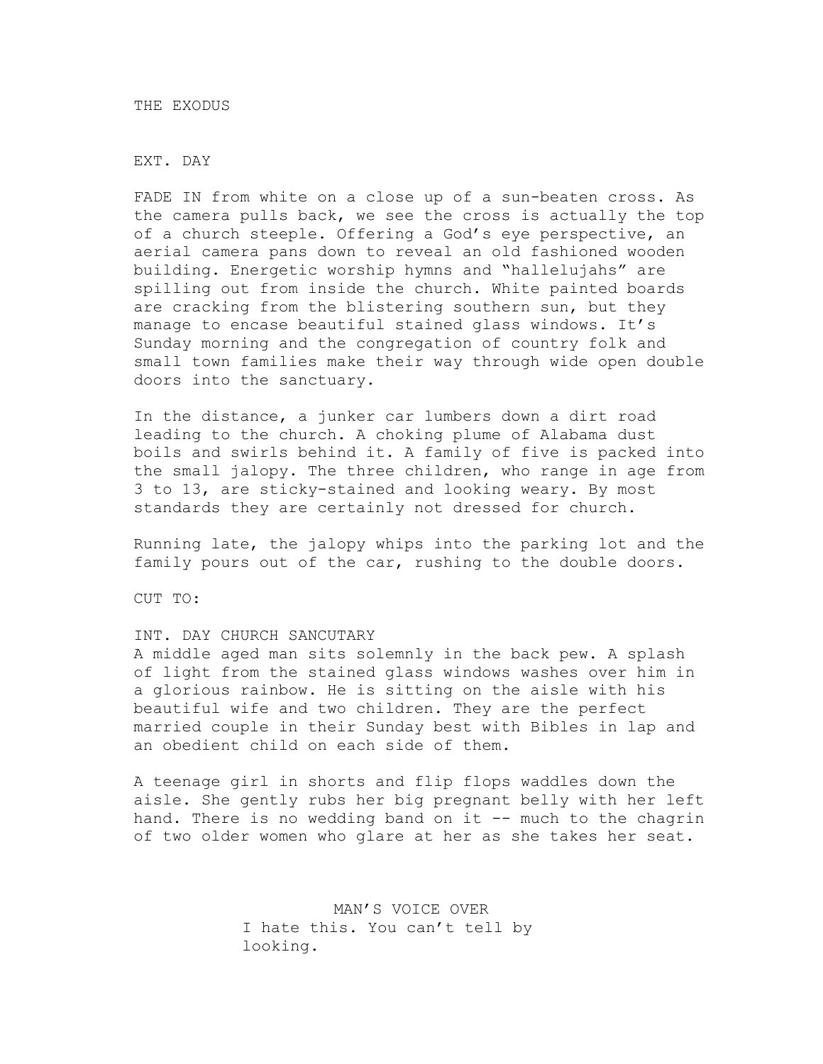# THE EXODUS

EXT. DAY

FADE IN from white on a close up of a sun-beaten cross. As the camera pulls back, we see the cross is actually the top of a church steeple. Offering a God's eye perspective, an aerial camera pans down to reveal an old fashioned wooden building. Energetic worship hymns and "hallelujahs" are spilling out from inside the church. White painted boards are cracking from the blistering southern sun, but they manage to encase beautiful stained glass windows. It's Sunday morning and the congregation of country folk and small town families make their way through wide open double doors into the sanctuary.

In the distance, a junker car lumbers down a dirt road leading to the church. A choking plume of Alabama dust boils and swirls behind it. A family of five is packed into the small jalopy. The three children, who range in age from 3 to 13, are sticky-stained and looking weary. By most standards they are certainly not dressed for church.

Running late, the jalopy whips into the parking lot and the family pours out of the car, rushing to the double doors.

CUT TO:

INT. DAY CHURCH SANCUTARY

A middle aged man sits solemnly in the back pew. A splash of light from the stained glass windows washes over him in a glorious rainbow. He is sitting on the aisle with his beautiful wife and two children. They are the perfect married couple in their Sunday best with Bibles in lap and an obedient child on each side of them.

A teenage girl in shorts and flip flops waddles down the aisle. She gently rubs her big pregnant belly with her left hand. There is no wedding band on it -- much to the chagrin of two older women who glare at her as she takes her seat.

MAN'S VOICE OVER

I hate this. You can't tell by looking.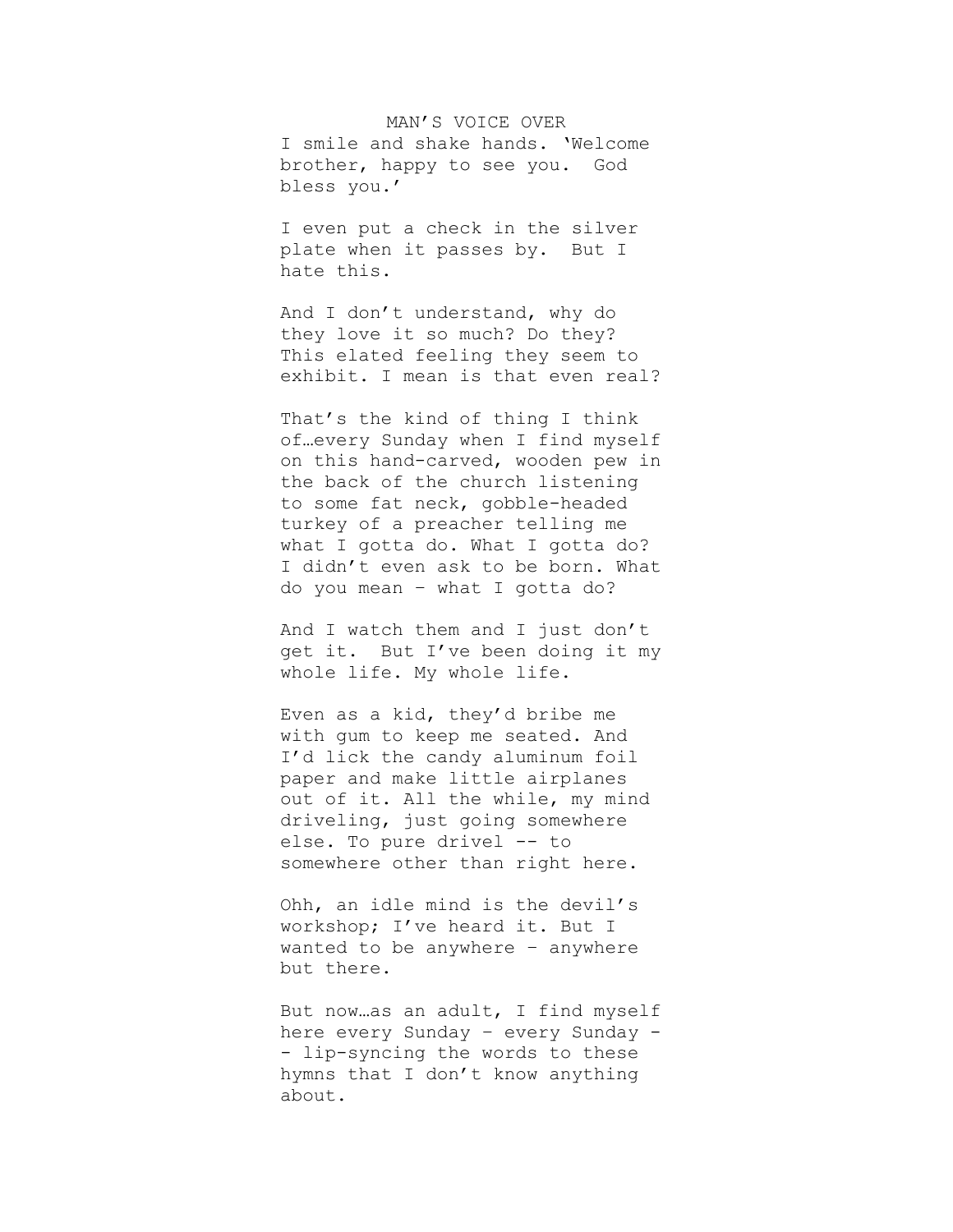MAN'S VOICE OVER

I smile and shake hands. 'Welcome brother, happy to see you. God bless you.'

I even put a check in the silver plate when it passes by. But I hate this.

And I don't understand, why do they love it so much? Do they? This elated feeling they seem to exhibit. I mean is that even real?

That's the kind of thing I think of…every Sunday when I find myself on this hand-carved, wooden pew in the back of the church listening to some fat neck, gobble-headed turkey of a preacher telling me what I gotta do. What I gotta do? I didn't even ask to be born. What do you mean – what I gotta do?

And I watch them and I just don't get it. But I've been doing it my whole life. My whole life.

Even as a kid, they'd bribe me with gum to keep me seated. And I'd lick the candy aluminum foil paper and make little airplanes out of it. All the while, my mind driveling, just going somewhere else. To pure drivel -- to somewhere other than right here.

Ohh, an idle mind is the devil's workshop; I've heard it. But I wanted to be anywhere – anywhere but there.

But now…as an adult, I find myself here every Sunday – every Sunday -- lip-syncing the words to these hymns that I don't know anything about.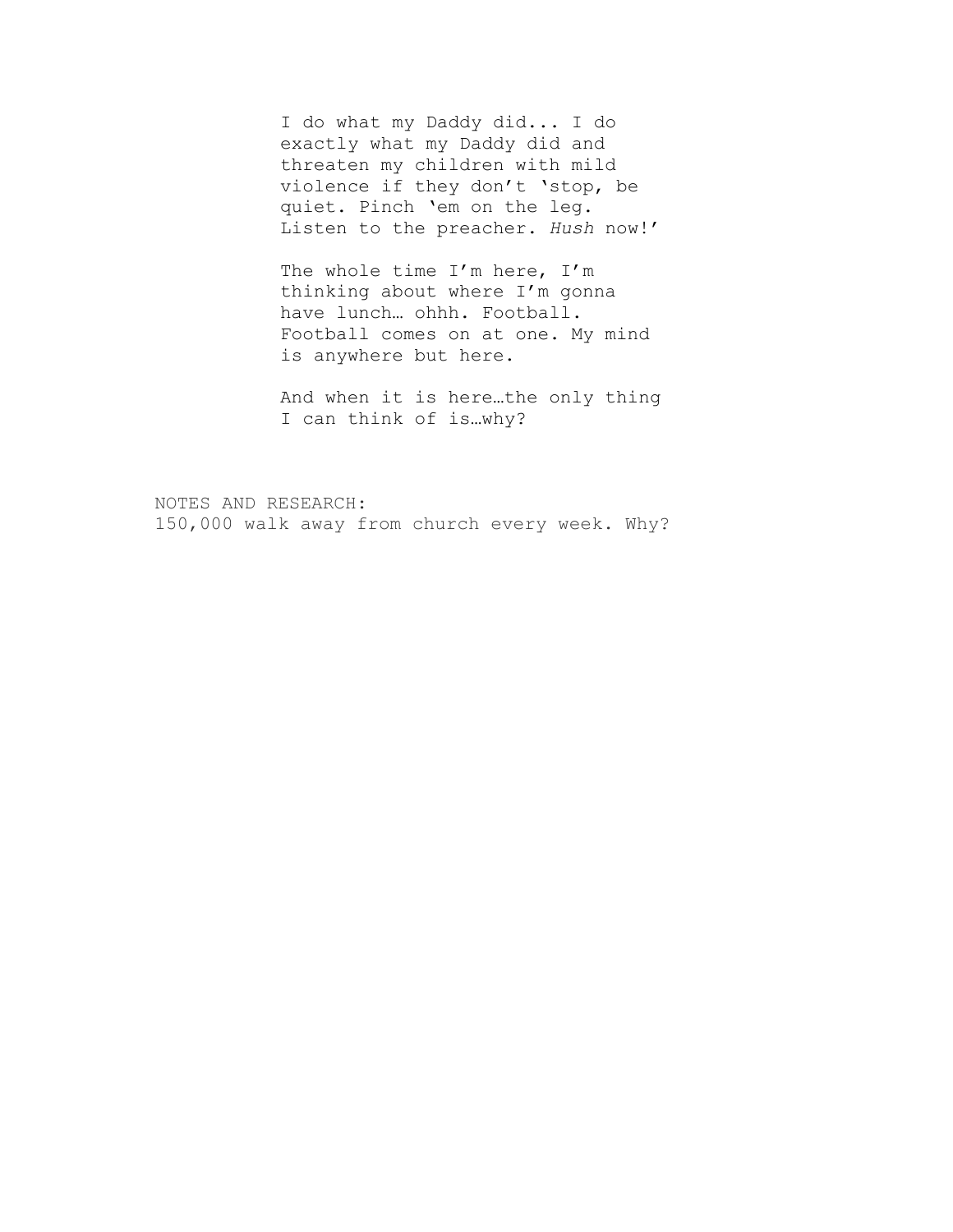I do what my Daddy did... I do exactly what my Daddy did and threaten my children with mild violence if they don't 'stop, be quiet. Pinch 'em on the leg. Listen to the preacher. *Hush* now!'

The whole time I'm here, I'm thinking about where I'm gonna have lunch… ohhh. Football. Football comes on at one. My mind is anywhere but here.

And when it is here…the only thing I can think of is…why?

NOTES AND RESEARCH:
150,000 walk away from church every week. Why?